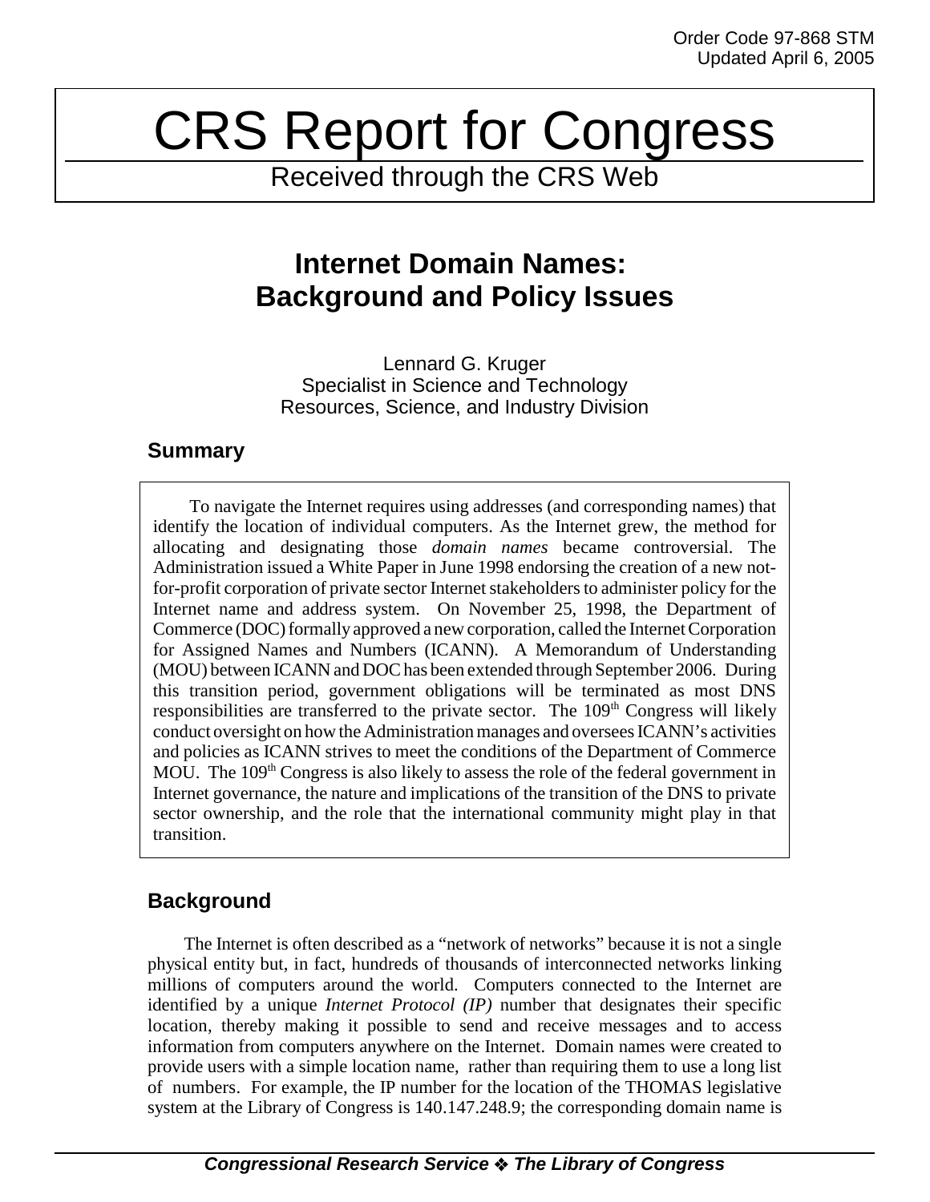Order Code 97-868 STM
Updated April 6, 2005

# CRS Report for Congress

Received through the CRS Web

## Internet Domain Names: Background and Policy Issues

Lennard G. Kruger
Specialist in Science and Technology
Resources, Science, and Industry Division

### Summary

To navigate the Internet requires using addresses (and corresponding names) that identify the location of individual computers. As the Internet grew, the method for allocating and designating those *domain names* became controversial. The Administration issued a White Paper in June 1998 endorsing the creation of a new not-for-profit corporation of private sector Internet stakeholders to administer policy for the Internet name and address system. On November 25, 1998, the Department of Commerce (DOC) formally approved a new corporation, called the Internet Corporation for Assigned Names and Numbers (ICANN). A Memorandum of Understanding (MOU) between ICANN and DOC has been extended through September 2006. During this transition period, government obligations will be terminated as most DNS responsibilities are transferred to the private sector. The 109th Congress will likely conduct oversight on how the Administration manages and oversees ICANN's activities and policies as ICANN strives to meet the conditions of the Department of Commerce MOU. The 109th Congress is also likely to assess the role of the federal government in Internet governance, the nature and implications of the transition of the DNS to private sector ownership, and the role that the international community might play in that transition.

### Background

The Internet is often described as a "network of networks" because it is not a single physical entity but, in fact, hundreds of thousands of interconnected networks linking millions of computers around the world. Computers connected to the Internet are identified by a unique *Internet Protocol (IP)* number that designates their specific location, thereby making it possible to send and receive messages and to access information from computers anywhere on the Internet. Domain names were created to provide users with a simple location name, rather than requiring them to use a long list of numbers. For example, the IP number for the location of the THOMAS legislative system at the Library of Congress is 140.147.248.9; the corresponding domain name is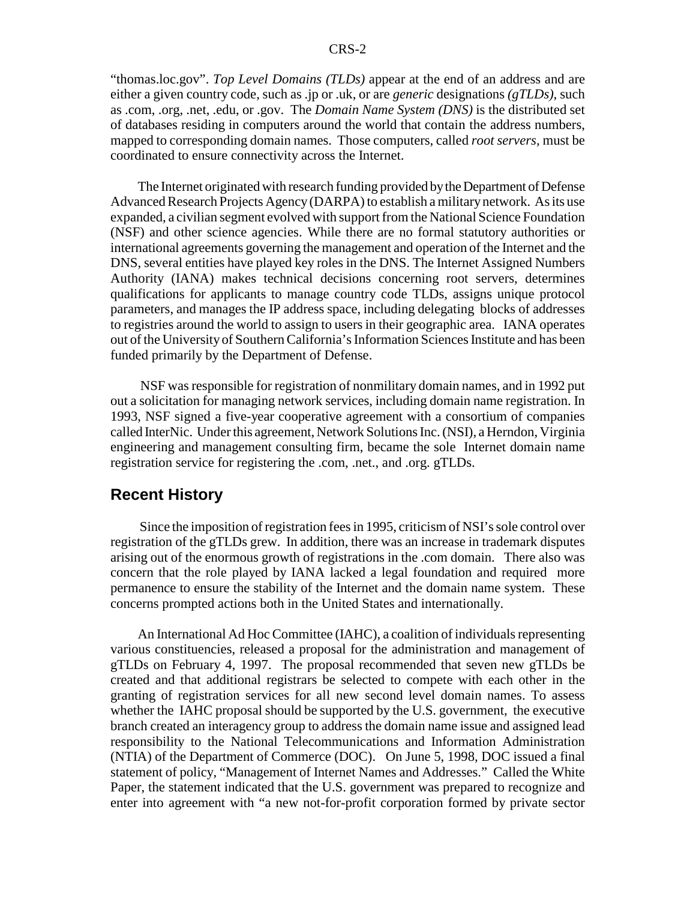"thomas.loc.gov". *Top Level Domains (TLDs)* appear at the end of an address and are either a given country code, such as .jp or .uk, or are *generic* designations *(gTLDs)*, such as .com, .org, .net, .edu, or .gov. The *Domain Name System (DNS)* is the distributed set of databases residing in computers around the world that contain the address numbers, mapped to corresponding domain names. Those computers, called *root servers*, must be coordinated to ensure connectivity across the Internet.

The Internet originated with research funding provided by the Department of Defense Advanced Research Projects Agency (DARPA) to establish a military network. As its use expanded, a civilian segment evolved with support from the National Science Foundation (NSF) and other science agencies. While there are no formal statutory authorities or international agreements governing the management and operation of the Internet and the DNS, several entities have played key roles in the DNS. The Internet Assigned Numbers Authority (IANA) makes technical decisions concerning root servers, determines qualifications for applicants to manage country code TLDs, assigns unique protocol parameters, and manages the IP address space, including delegating blocks of addresses to registries around the world to assign to users in their geographic area. IANA operates out of the University of Southern California's Information Sciences Institute and has been funded primarily by the Department of Defense.

NSF was responsible for registration of nonmilitary domain names, and in 1992 put out a solicitation for managing network services, including domain name registration. In 1993, NSF signed a five-year cooperative agreement with a consortium of companies called InterNic. Under this agreement, Network Solutions Inc. (NSI), a Herndon, Virginia engineering and management consulting firm, became the sole Internet domain name registration service for registering the .com, .net., and .org. gTLDs.

## Recent History

Since the imposition of registration fees in 1995, criticism of NSI's sole control over registration of the gTLDs grew. In addition, there was an increase in trademark disputes arising out of the enormous growth of registrations in the .com domain. There also was concern that the role played by IANA lacked a legal foundation and required more permanence to ensure the stability of the Internet and the domain name system. These concerns prompted actions both in the United States and internationally.

An International Ad Hoc Committee (IAHC), a coalition of individuals representing various constituencies, released a proposal for the administration and management of gTLDs on February 4, 1997. The proposal recommended that seven new gTLDs be created and that additional registrars be selected to compete with each other in the granting of registration services for all new second level domain names. To assess whether the IAHC proposal should be supported by the U.S. government, the executive branch created an interagency group to address the domain name issue and assigned lead responsibility to the National Telecommunications and Information Administration (NTIA) of the Department of Commerce (DOC). On June 5, 1998, DOC issued a final statement of policy, "Management of Internet Names and Addresses." Called the White Paper, the statement indicated that the U.S. government was prepared to recognize and enter into agreement with "a new not-for-profit corporation formed by private sector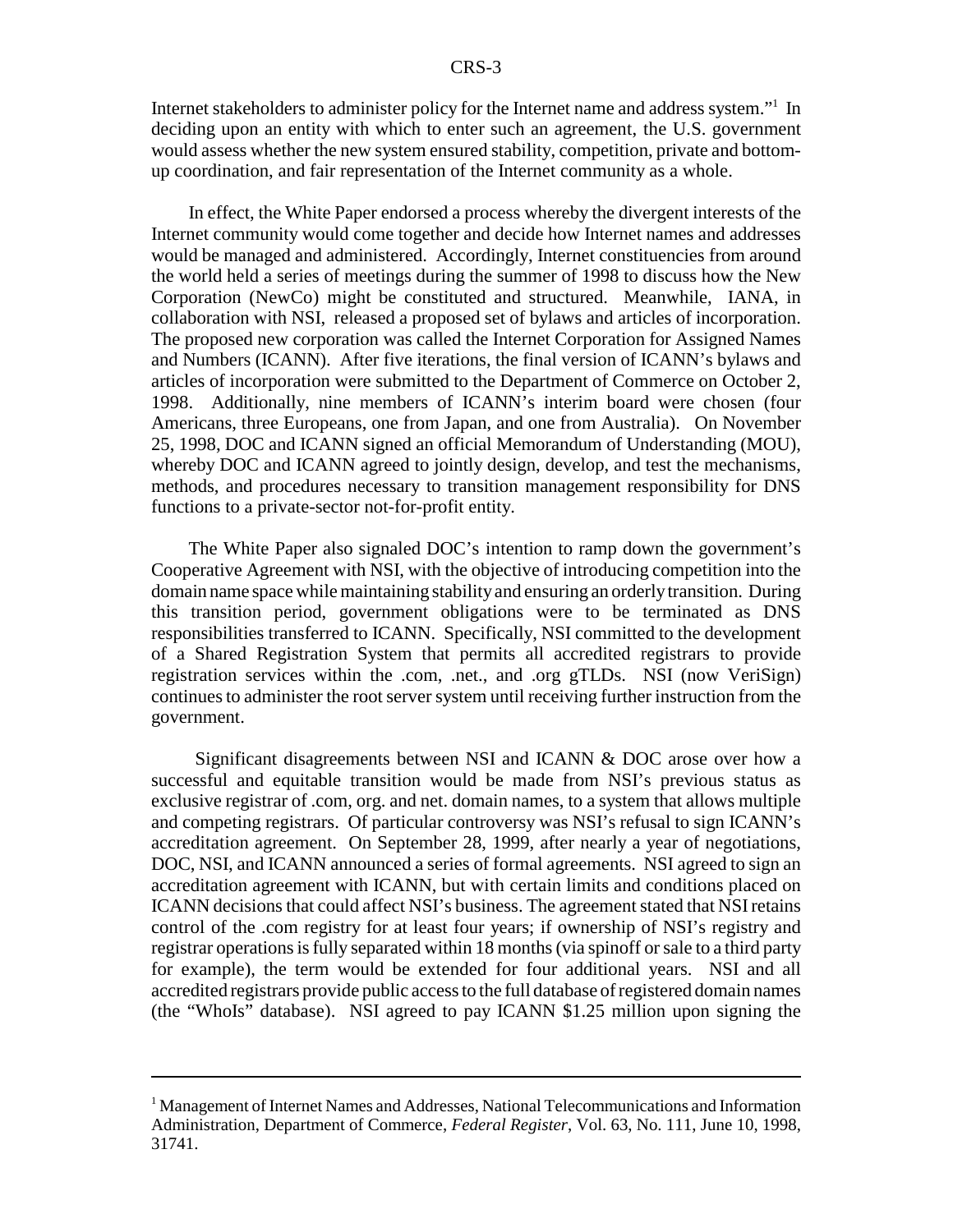Internet stakeholders to administer policy for the Internet name and address system."[1] In deciding upon an entity with which to enter such an agreement, the U.S. government would assess whether the new system ensured stability, competition, private and bottom-up coordination, and fair representation of the Internet community as a whole.

In effect, the White Paper endorsed a process whereby the divergent interests of the Internet community would come together and decide how Internet names and addresses would be managed and administered. Accordingly, Internet constituencies from around the world held a series of meetings during the summer of 1998 to discuss how the New Corporation (NewCo) might be constituted and structured. Meanwhile, IANA, in collaboration with NSI, released a proposed set of bylaws and articles of incorporation. The proposed new corporation was called the Internet Corporation for Assigned Names and Numbers (ICANN). After five iterations, the final version of ICANN's bylaws and articles of incorporation were submitted to the Department of Commerce on October 2, 1998. Additionally, nine members of ICANN's interim board were chosen (four Americans, three Europeans, one from Japan, and one from Australia). On November 25, 1998, DOC and ICANN signed an official Memorandum of Understanding (MOU), whereby DOC and ICANN agreed to jointly design, develop, and test the mechanisms, methods, and procedures necessary to transition management responsibility for DNS functions to a private-sector not-for-profit entity.

The White Paper also signaled DOC's intention to ramp down the government's Cooperative Agreement with NSI, with the objective of introducing competition into the domain name space while maintaining stability and ensuring an orderly transition. During this transition period, government obligations were to be terminated as DNS responsibilities transferred to ICANN. Specifically, NSI committed to the development of a Shared Registration System that permits all accredited registrars to provide registration services within the .com, .net., and .org gTLDs. NSI (now VeriSign) continues to administer the root server system until receiving further instruction from the government.

Significant disagreements between NSI and ICANN & DOC arose over how a successful and equitable transition would be made from NSI's previous status as exclusive registrar of .com, org. and net. domain names, to a system that allows multiple and competing registrars. Of particular controversy was NSI's refusal to sign ICANN's accreditation agreement. On September 28, 1999, after nearly a year of negotiations, DOC, NSI, and ICANN announced a series of formal agreements. NSI agreed to sign an accreditation agreement with ICANN, but with certain limits and conditions placed on ICANN decisions that could affect NSI's business. The agreement stated that NSI retains control of the .com registry for at least four years; if ownership of NSI's registry and registrar operations is fully separated within 18 months (via spinoff or sale to a third party for example), the term would be extended for four additional years. NSI and all accredited registrars provide public access to the full database of registered domain names (the "WhoIs" database). NSI agreed to pay ICANN $1.25 million upon signing the

---

[1] Management of Internet Names and Addresses, National Telecommunications and Information Administration, Department of Commerce, *Federal Register*, Vol. 63, No. 111, June 10, 1998, 31741.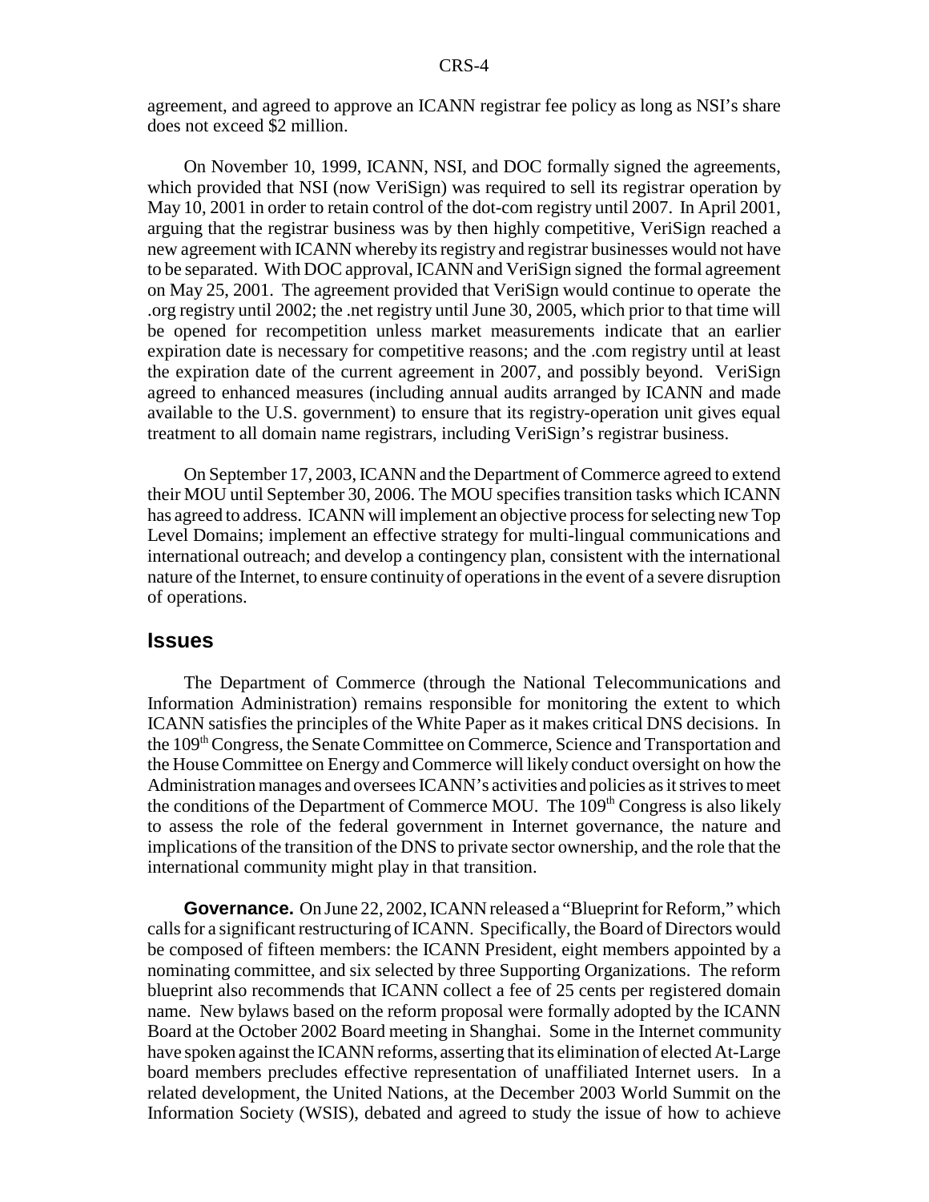agreement, and agreed to approve an ICANN registrar fee policy as long as NSI's share does not exceed $2 million.

On November 10, 1999, ICANN, NSI, and DOC formally signed the agreements, which provided that NSI (now VeriSign) was required to sell its registrar operation by May 10, 2001 in order to retain control of the dot-com registry until 2007. In April 2001, arguing that the registrar business was by then highly competitive, VeriSign reached a new agreement with ICANN whereby its registry and registrar businesses would not have to be separated. With DOC approval, ICANN and VeriSign signed the formal agreement on May 25, 2001. The agreement provided that VeriSign would continue to operate the .org registry until 2002; the .net registry until June 30, 2005, which prior to that time will be opened for recompetition unless market measurements indicate that an earlier expiration date is necessary for competitive reasons; and the .com registry until at least the expiration date of the current agreement in 2007, and possibly beyond. VeriSign agreed to enhanced measures (including annual audits arranged by ICANN and made available to the U.S. government) to ensure that its registry-operation unit gives equal treatment to all domain name registrars, including VeriSign's registrar business.

On September 17, 2003, ICANN and the Department of Commerce agreed to extend their MOU until September 30, 2006. The MOU specifies transition tasks which ICANN has agreed to address. ICANN will implement an objective process for selecting new Top Level Domains; implement an effective strategy for multi-lingual communications and international outreach; and develop a contingency plan, consistent with the international nature of the Internet, to ensure continuity of operations in the event of a severe disruption of operations.

## Issues

The Department of Commerce (through the National Telecommunications and Information Administration) remains responsible for monitoring the extent to which ICANN satisfies the principles of the White Paper as it makes critical DNS decisions. In the 109th Congress, the Senate Committee on Commerce, Science and Transportation and the House Committee on Energy and Commerce will likely conduct oversight on how the Administration manages and oversees ICANN's activities and policies as it strives to meet the conditions of the Department of Commerce MOU. The 109th Congress is also likely to assess the role of the federal government in Internet governance, the nature and implications of the transition of the DNS to private sector ownership, and the role that the international community might play in that transition.

**Governance.** On June 22, 2002, ICANN released a "Blueprint for Reform," which calls for a significant restructuring of ICANN. Specifically, the Board of Directors would be composed of fifteen members: the ICANN President, eight members appointed by a nominating committee, and six selected by three Supporting Organizations. The reform blueprint also recommends that ICANN collect a fee of 25 cents per registered domain name. New bylaws based on the reform proposal were formally adopted by the ICANN Board at the October 2002 Board meeting in Shanghai. Some in the Internet community have spoken against the ICANN reforms, asserting that its elimination of elected At-Large board members precludes effective representation of unaffiliated Internet users. In a related development, the United Nations, at the December 2003 World Summit on the Information Society (WSIS), debated and agreed to study the issue of how to achieve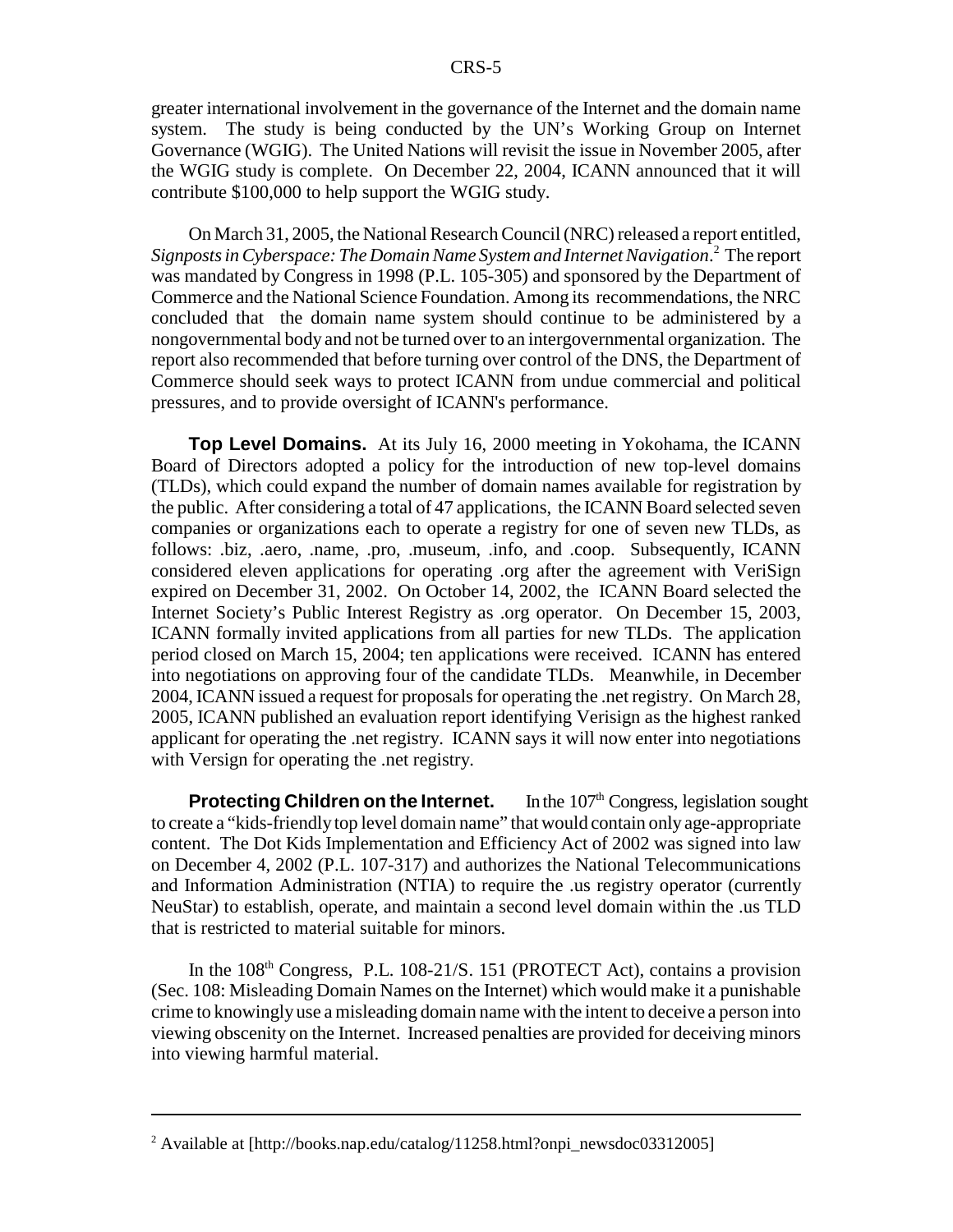greater international involvement in the governance of the Internet and the domain name system. The study is being conducted by the UN's Working Group on Internet Governance (WGIG). The United Nations will revisit the issue in November 2005, after the WGIG study is complete. On December 22, 2004, ICANN announced that it will contribute $100,000 to help support the WGIG study.

On March 31, 2005, the National Research Council (NRC) released a report entitled, *Signposts in Cyberspace: The Domain Name System and Internet Navigation*.[2] The report was mandated by Congress in 1998 (P.L. 105-305) and sponsored by the Department of Commerce and the National Science Foundation. Among its recommendations, the NRC concluded that the domain name system should continue to be administered by a nongovernmental body and not be turned over to an intergovernmental organization. The report also recommended that before turning over control of the DNS, the Department of Commerce should seek ways to protect ICANN from undue commercial and political pressures, and to provide oversight of ICANN's performance.

**Top Level Domains.** At its July 16, 2000 meeting in Yokohama, the ICANN Board of Directors adopted a policy for the introduction of new top-level domains (TLDs), which could expand the number of domain names available for registration by the public. After considering a total of 47 applications, the ICANN Board selected seven companies or organizations each to operate a registry for one of seven new TLDs, as follows: .biz, .aero, .name, .pro, .museum, .info, and .coop. Subsequently, ICANN considered eleven applications for operating .org after the agreement with VeriSign expired on December 31, 2002. On October 14, 2002, the ICANN Board selected the Internet Society's Public Interest Registry as .org operator. On December 15, 2003, ICANN formally invited applications from all parties for new TLDs. The application period closed on March 15, 2004; ten applications were received. ICANN has entered into negotiations on approving four of the candidate TLDs. Meanwhile, in December 2004, ICANN issued a request for proposals for operating the .net registry. On March 28, 2005, ICANN published an evaluation report identifying Verisign as the highest ranked applicant for operating the .net registry. ICANN says it will now enter into negotiations with Versign for operating the .net registry.

**Protecting Children on the Internet.** In the 107th Congress, legislation sought to create a "kids-friendly top level domain name" that would contain only age-appropriate content. The Dot Kids Implementation and Efficiency Act of 2002 was signed into law on December 4, 2002 (P.L. 107-317) and authorizes the National Telecommunications and Information Administration (NTIA) to require the .us registry operator (currently NeuStar) to establish, operate, and maintain a second level domain within the .us TLD that is restricted to material suitable for minors.

In the 108th Congress, P.L. 108-21/S. 151 (PROTECT Act), contains a provision (Sec. 108: Misleading Domain Names on the Internet) which would make it a punishable crime to knowingly use a misleading domain name with the intent to deceive a person into viewing obscenity on the Internet. Increased penalties are provided for deceiving minors into viewing harmful material.

---

[2] Available at [http://books.nap.edu/catalog/11258.html?onpi_newsdoc03312005]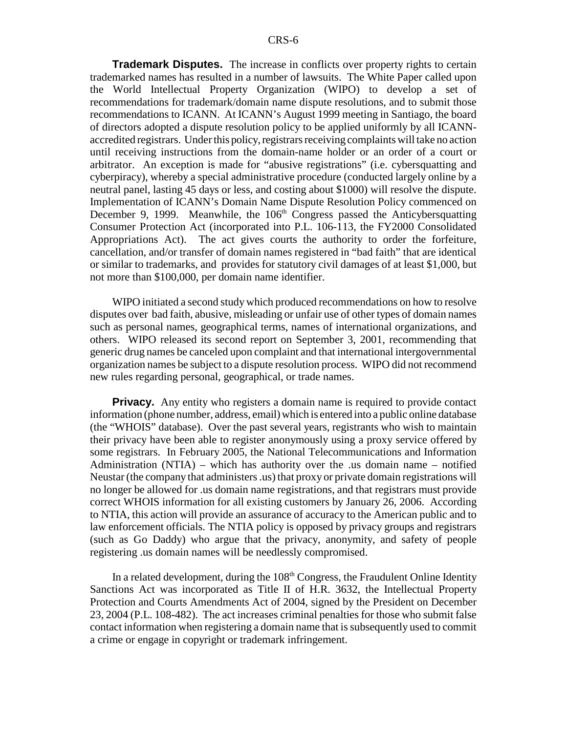**Trademark Disputes.** The increase in conflicts over property rights to certain trademarked names has resulted in a number of lawsuits. The White Paper called upon the World Intellectual Property Organization (WIPO) to develop a set of recommendations for trademark/domain name dispute resolutions, and to submit those recommendations to ICANN. At ICANN's August 1999 meeting in Santiago, the board of directors adopted a dispute resolution policy to be applied uniformly by all ICANN-accredited registrars. Under this policy, registrars receiving complaints will take no action until receiving instructions from the domain-name holder or an order of a court or arbitrator. An exception is made for "abusive registrations" (i.e. cybersquatting and cyberpiracy), whereby a special administrative procedure (conducted largely online by a neutral panel, lasting 45 days or less, and costing about $1000) will resolve the dispute. Implementation of ICANN's Domain Name Dispute Resolution Policy commenced on December 9, 1999. Meanwhile, the 106th Congress passed the Anticybersquatting Consumer Protection Act (incorporated into P.L. 106-113, the FY2000 Consolidated Appropriations Act). The act gives courts the authority to order the forfeiture, cancellation, and/or transfer of domain names registered in "bad faith" that are identical or similar to trademarks, and provides for statutory civil damages of at least $1,000, but not more than $100,000, per domain name identifier.

WIPO initiated a second study which produced recommendations on how to resolve disputes over bad faith, abusive, misleading or unfair use of other types of domain names such as personal names, geographical terms, names of international organizations, and others. WIPO released its second report on September 3, 2001, recommending that generic drug names be canceled upon complaint and that international intergovernmental organization names be subject to a dispute resolution process. WIPO did not recommend new rules regarding personal, geographical, or trade names.

**Privacy.** Any entity who registers a domain name is required to provide contact information (phone number, address, email) which is entered into a public online database (the "WHOIS" database). Over the past several years, registrants who wish to maintain their privacy have been able to register anonymously using a proxy service offered by some registrars. In February 2005, the National Telecommunications and Information Administration (NTIA) – which has authority over the .us domain name – notified Neustar (the company that administers .us) that proxy or private domain registrations will no longer be allowed for .us domain name registrations, and that registrars must provide correct WHOIS information for all existing customers by January 26, 2006. According to NTIA, this action will provide an assurance of accuracy to the American public and to law enforcement officials. The NTIA policy is opposed by privacy groups and registrars (such as Go Daddy) who argue that the privacy, anonymity, and safety of people registering .us domain names will be needlessly compromised.

In a related development, during the 108th Congress, the Fraudulent Online Identity Sanctions Act was incorporated as Title II of H.R. 3632, the Intellectual Property Protection and Courts Amendments Act of 2004, signed by the President on December 23, 2004 (P.L. 108-482). The act increases criminal penalties for those who submit false contact information when registering a domain name that is subsequently used to commit a crime or engage in copyright or trademark infringement.